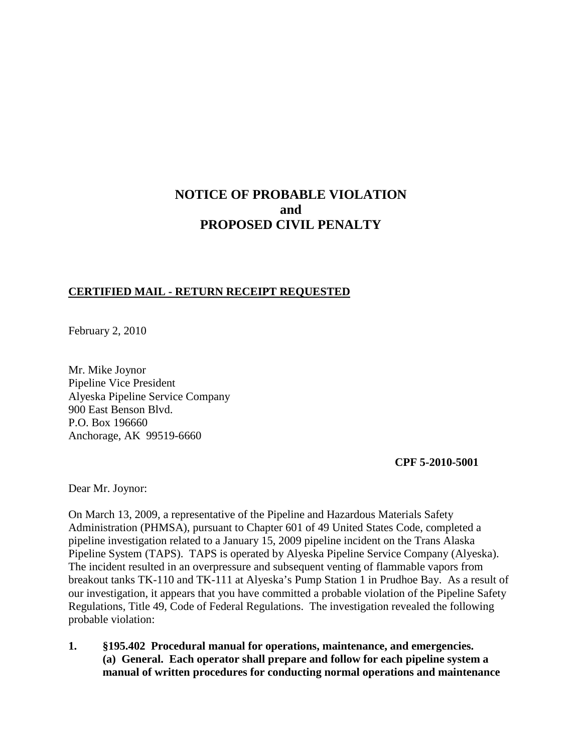# NOTICE OF PROBABLE VIOLATION
# and
# PROPOSED CIVIL PENALTY

**CERTIFIED MAIL - RETURN RECEIPT REQUESTED**

February 2, 2010

Mr. Mike Joynor
Pipeline Vice President
Alyeska Pipeline Service Company
900 East Benson Blvd.
P.O. Box 196660
Anchorage, AK 99519-6660

**CPF 5-2010-5001**

Dear Mr. Joynor:

On March 13, 2009, a representative of the Pipeline and Hazardous Materials Safety Administration (PHMSA), pursuant to Chapter 601 of 49 United States Code, completed a pipeline investigation related to a January 15, 2009 pipeline incident on the Trans Alaska Pipeline System (TAPS). TAPS is operated by Alyeska Pipeline Service Company (Alyeska). The incident resulted in an overpressure and subsequent venting of flammable vapors from breakout tanks TK-110 and TK-111 at Alyeska's Pump Station 1 in Prudhoe Bay. As a result of our investigation, it appears that you have committed a probable violation of the Pipeline Safety Regulations, Title 49, Code of Federal Regulations. The investigation revealed the following probable violation:

1. **§195.402 Procedural manual for operations, maintenance, and emergencies.**
   **(a) General. Each operator shall prepare and follow for each pipeline system a manual of written procedures for conducting normal operations and maintenance**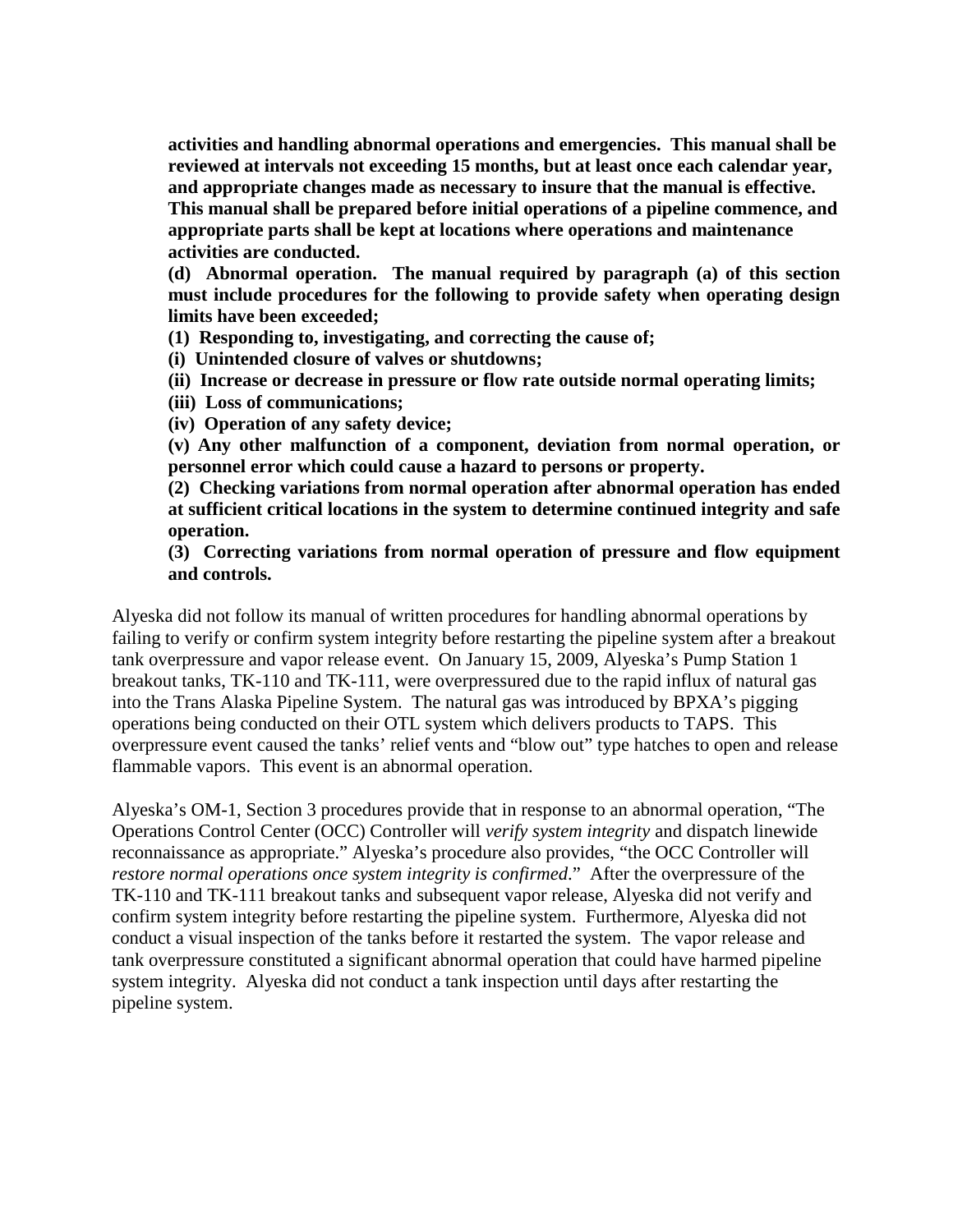**activities and handling abnormal operations and emergencies. This manual shall be reviewed at intervals not exceeding 15 months, but at least once each calendar year, and appropriate changes made as necessary to insure that the manual is effective. This manual shall be prepared before initial operations of a pipeline commence, and appropriate parts shall be kept at locations where operations and maintenance activities are conducted.**

**(d) Abnormal operation. The manual required by paragraph (a) of this section must include procedures for the following to provide safety when operating design limits have been exceeded;**

**(1) Responding to, investigating, and correcting the cause of;**

**(i) Unintended closure of valves or shutdowns;**

**(ii) Increase or decrease in pressure or flow rate outside normal operating limits;**

**(iii) Loss of communications;**

**(iv) Operation of any safety device;**

**(v) Any other malfunction of a component, deviation from normal operation, or personnel error which could cause a hazard to persons or property.**

**(2) Checking variations from normal operation after abnormal operation has ended at sufficient critical locations in the system to determine continued integrity and safe operation.**

**(3) Correcting variations from normal operation of pressure and flow equipment and controls.**

Alyeska did not follow its manual of written procedures for handling abnormal operations by failing to verify or confirm system integrity before restarting the pipeline system after a breakout tank overpressure and vapor release event. On January 15, 2009, Alyeska's Pump Station 1 breakout tanks, TK-110 and TK-111, were overpressured due to the rapid influx of natural gas into the Trans Alaska Pipeline System. The natural gas was introduced by BPXA's pigging operations being conducted on their OTL system which delivers products to TAPS. This overpressure event caused the tanks' relief vents and "blow out" type hatches to open and release flammable vapors. This event is an abnormal operation.

Alyeska's OM-1, Section 3 procedures provide that in response to an abnormal operation, "The Operations Control Center (OCC) Controller will *verify system integrity* and dispatch linewide reconnaissance as appropriate." Alyeska's procedure also provides, "the OCC Controller will *restore normal operations once system integrity is confirmed*." After the overpressure of the TK-110 and TK-111 breakout tanks and subsequent vapor release, Alyeska did not verify and confirm system integrity before restarting the pipeline system. Furthermore, Alyeska did not conduct a visual inspection of the tanks before it restarted the system. The vapor release and tank overpressure constituted a significant abnormal operation that could have harmed pipeline system integrity. Alyeska did not conduct a tank inspection until days after restarting the pipeline system.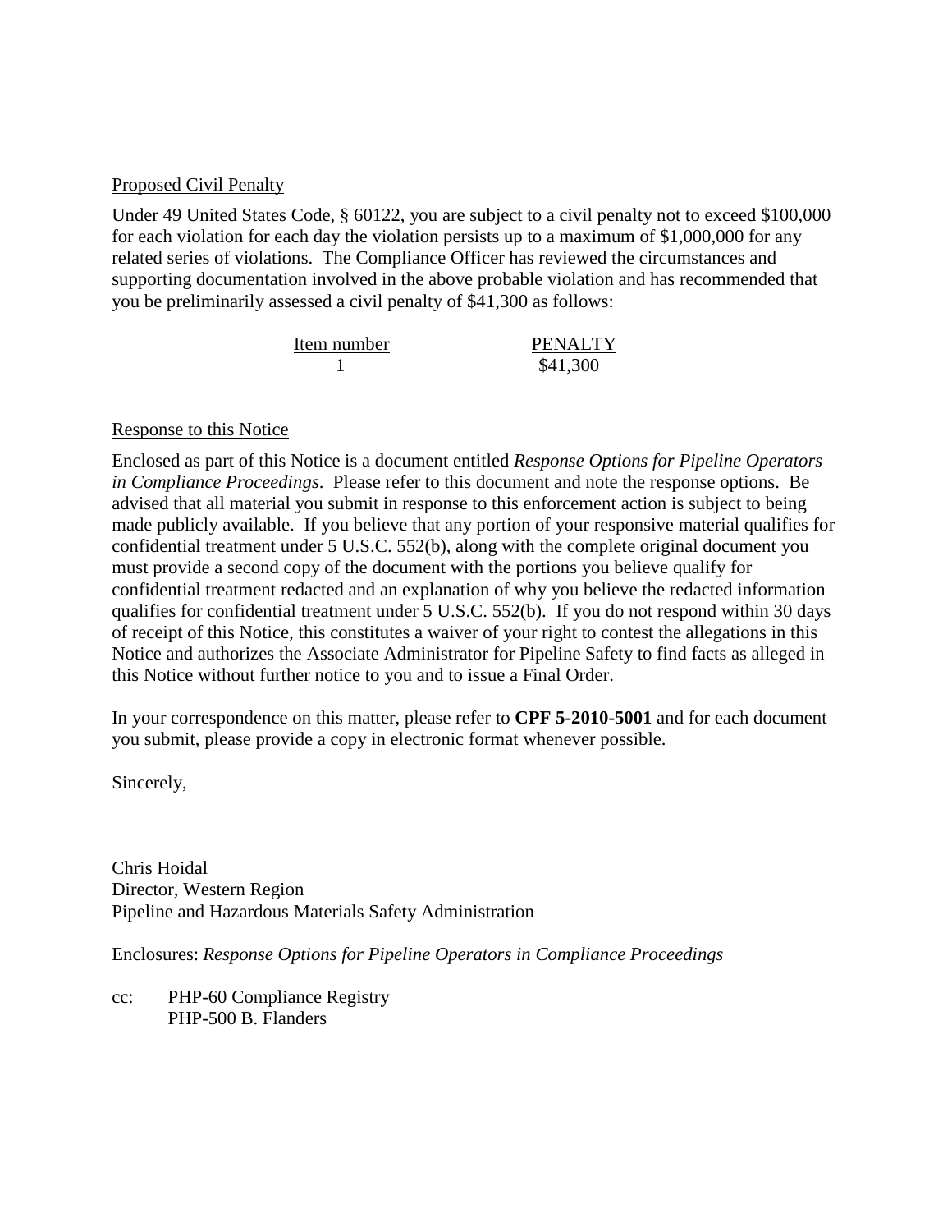Proposed Civil Penalty

Under 49 United States Code, § 60122, you are subject to a civil penalty not to exceed $100,000 for each violation for each day the violation persists up to a maximum of $1,000,000 for any related series of violations. The Compliance Officer has reviewed the circumstances and supporting documentation involved in the above probable violation and has recommended that you be preliminarily assessed a civil penalty of $41,300 as follows:

| Item number | PENALTY |
| --- | --- |
| 1 | $41,300 |

Response to this Notice

Enclosed as part of this Notice is a document entitled *Response Options for Pipeline Operators in Compliance Proceedings*. Please refer to this document and note the response options. Be advised that all material you submit in response to this enforcement action is subject to being made publicly available. If you believe that any portion of your responsive material qualifies for confidential treatment under 5 U.S.C. 552(b), along with the complete original document you must provide a second copy of the document with the portions you believe qualify for confidential treatment redacted and an explanation of why you believe the redacted information qualifies for confidential treatment under 5 U.S.C. 552(b). If you do not respond within 30 days of receipt of this Notice, this constitutes a waiver of your right to contest the allegations in this Notice and authorizes the Associate Administrator for Pipeline Safety to find facts as alleged in this Notice without further notice to you and to issue a Final Order.

In your correspondence on this matter, please refer to **CPF 5-2010-5001** and for each document you submit, please provide a copy in electronic format whenever possible.

Sincerely,

Chris Hoidal
Director, Western Region
Pipeline and Hazardous Materials Safety Administration

Enclosures: *Response Options for Pipeline Operators in Compliance Proceedings*

cc: PHP-60 Compliance Registry
PHP-500 B. Flanders